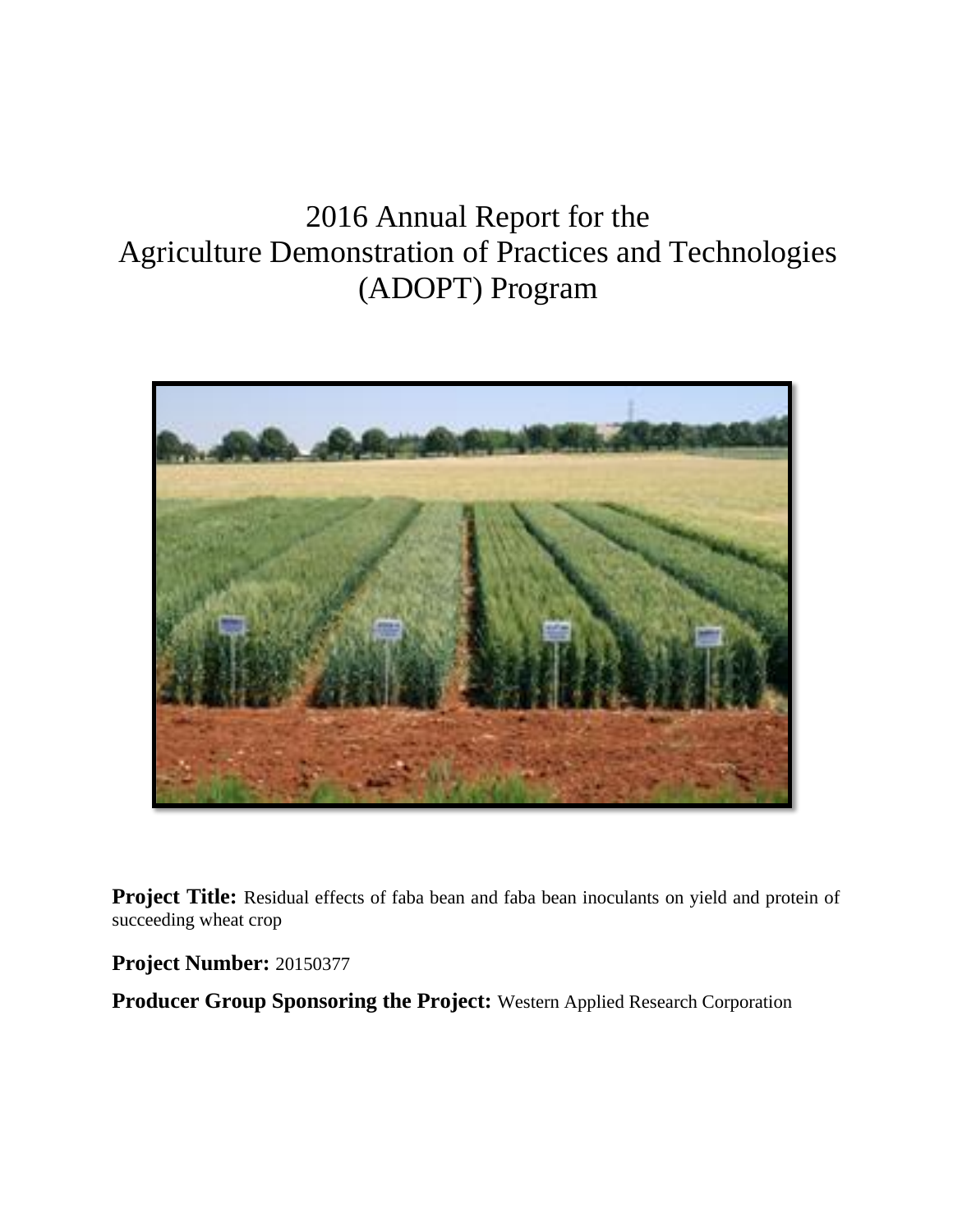# 2016 Annual Report for the Agriculture Demonstration of Practices and Technologies (ADOPT) Program

**Project Title:** Residual effects of faba bean and faba bean inoculants on yield and protein of succeeding wheat crop

**Project Number:** 20150377

**Producer Group Sponsoring the Project:** Western Applied Research Corporation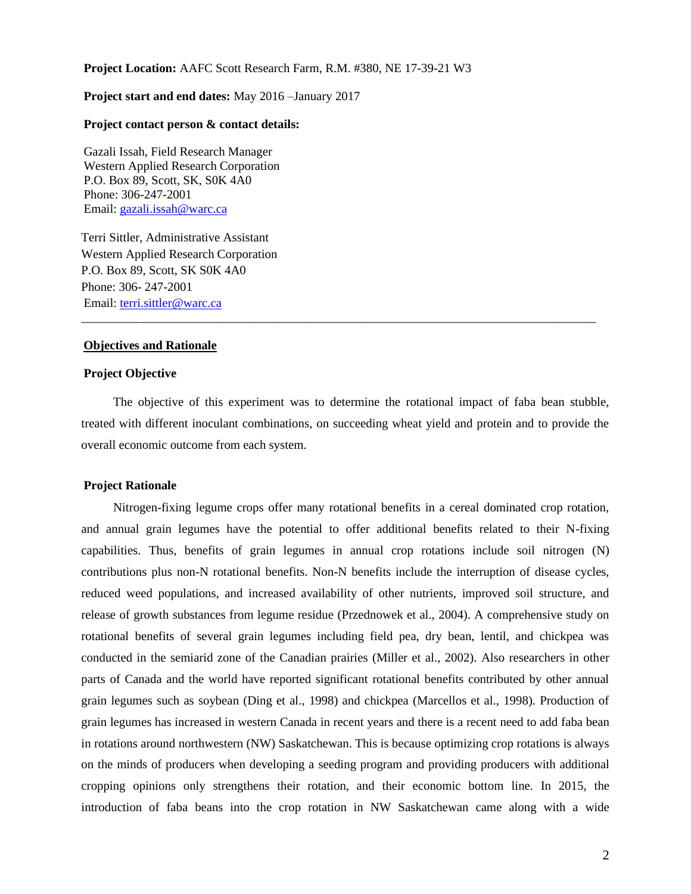**Project Location:** AAFC Scott Research Farm, R.M. #380, NE 17-39-21 W3

**Project start and end dates:** May 2016 –January 2017

**Project contact person & contact details:**

Gazali Issah, Field Research Manager
Western Applied Research Corporation
P.O. Box 89, Scott, SK, S0K 4A0
Phone: 306-247-2001
Email: gazali.issah@warc.ca

Terri Sittler, Administrative Assistant
Western Applied Research Corporation
P.O. Box 89, Scott, SK S0K 4A0
Phone: 306- 247-2001
Email: terri.sittler@warc.ca

---

## Objectives and Rationale

### Project Objective

The objective of this experiment was to determine the rotational impact of faba bean stubble, treated with different inoculant combinations, on succeeding wheat yield and protein and to provide the overall economic outcome from each system.

### Project Rationale

Nitrogen-fixing legume crops offer many rotational benefits in a cereal dominated crop rotation, and annual grain legumes have the potential to offer additional benefits related to their N-fixing capabilities. Thus, benefits of grain legumes in annual crop rotations include soil nitrogen (N) contributions plus non-N rotational benefits. Non-N benefits include the interruption of disease cycles, reduced weed populations, and increased availability of other nutrients, improved soil structure, and release of growth substances from legume residue (Przednowek et al., 2004). A comprehensive study on rotational benefits of several grain legumes including field pea, dry bean, lentil, and chickpea was conducted in the semiarid zone of the Canadian prairies (Miller et al., 2002). Also researchers in other parts of Canada and the world have reported significant rotational benefits contributed by other annual grain legumes such as soybean (Ding et al., 1998) and chickpea (Marcellos et al., 1998). Production of grain legumes has increased in western Canada in recent years and there is a recent need to add faba bean in rotations around northwestern (NW) Saskatchewan. This is because optimizing crop rotations is always on the minds of producers when developing a seeding program and providing producers with additional cropping opinions only strengthens their rotation, and their economic bottom line. In 2015, the introduction of faba beans into the crop rotation in NW Saskatchewan came along with a wide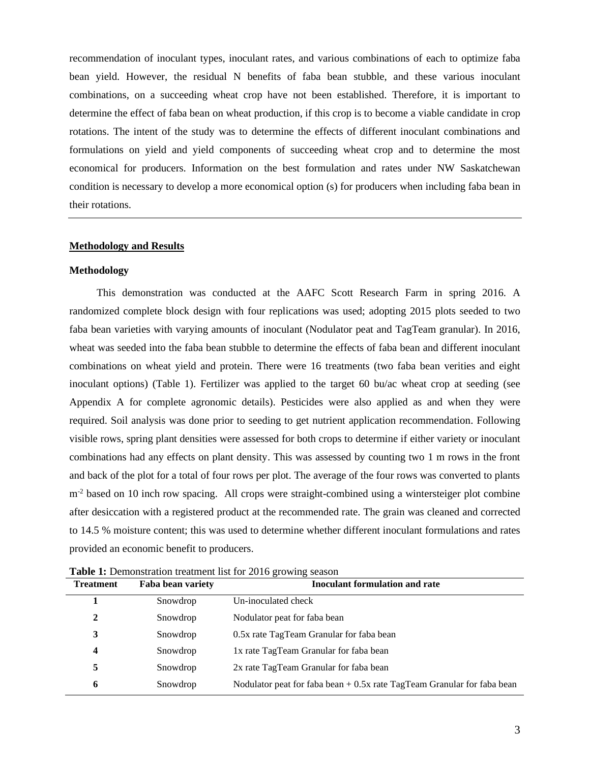recommendation of inoculant types, inoculant rates, and various combinations of each to optimize faba bean yield. However, the residual N benefits of faba bean stubble, and these various inoculant combinations, on a succeeding wheat crop have not been established. Therefore, it is important to determine the effect of faba bean on wheat production, if this crop is to become a viable candidate in crop rotations. The intent of the study was to determine the effects of different inoculant combinations and formulations on yield and yield components of succeeding wheat crop and to determine the most economical for producers. Information on the best formulation and rates under NW Saskatchewan condition is necessary to develop a more economical option (s) for producers when including faba bean in their rotations.

---

## Methodology and Results

### Methodology

This demonstration was conducted at the AAFC Scott Research Farm in spring 2016. A randomized complete block design with four replications was used; adopting 2015 plots seeded to two faba bean varieties with varying amounts of inoculant (Nodulator peat and TagTeam granular). In 2016, wheat was seeded into the faba bean stubble to determine the effects of faba bean and different inoculant combinations on wheat yield and protein. There were 16 treatments (two faba bean verities and eight inoculant options) (Table 1). Fertilizer was applied to the target 60 bu/ac wheat crop at seeding (see Appendix A for complete agronomic details). Pesticides were also applied as and when they were required. Soil analysis was done prior to seeding to get nutrient application recommendation. Following visible rows, spring plant densities were assessed for both crops to determine if either variety or inoculant combinations had any effects on plant density. This was assessed by counting two 1 m rows in the front and back of the plot for a total of four rows per plot. The average of the four rows was converted to plants $m^{-2}$ based on 10 inch row spacing. All crops were straight-combined using a wintersteiger plot combine after desiccation with a registered product at the recommended rate. The grain was cleaned and corrected to 14.5 % moisture content; this was used to determine whether different inoculant formulations and rates provided an economic benefit to producers.

**Table 1:** Demonstration treatment list for 2016 growing season

| Treatment | Faba bean variety | Inoculant formulation and rate |
|---|---|---|
| 1 | Snowdrop | Un-inoculated check |
| 2 | Snowdrop | Nodulator peat for faba bean |
| 3 | Snowdrop | 0.5x rate TagTeam Granular for faba bean |
| 4 | Snowdrop | 1x rate TagTeam Granular for faba bean |
| 5 | Snowdrop | 2x rate TagTeam Granular for faba bean |
| 6 | Snowdrop | Nodulator peat for faba bean + 0.5x rate TagTeam Granular for faba bean |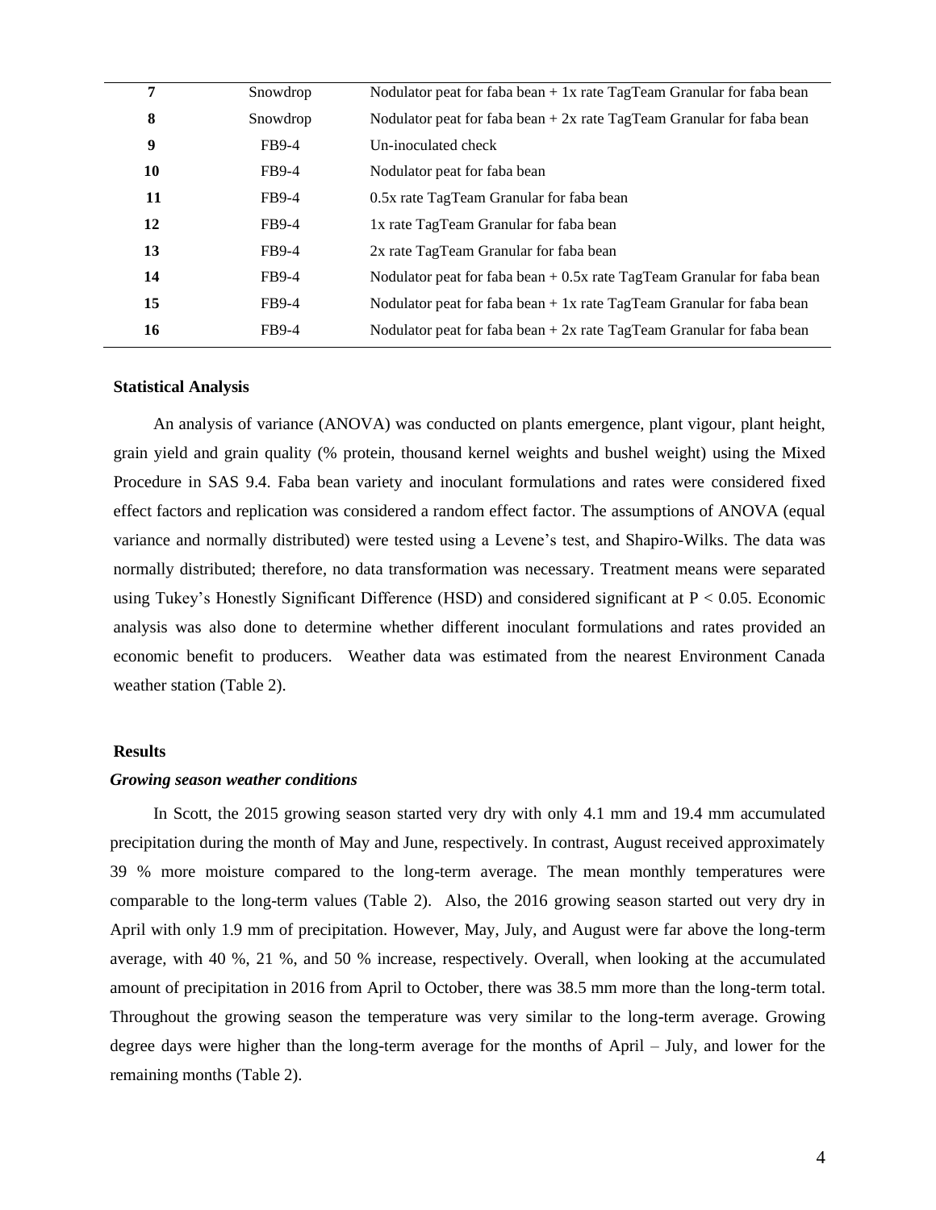| | | |
|---|---|---|
| **7** | Snowdrop | Nodulator peat for faba bean + 1x rate TagTeam Granular for faba bean |
| **8** | Snowdrop | Nodulator peat for faba bean + 2x rate TagTeam Granular for faba bean |
| **9** | FB9-4 | Un-inoculated check |
| **10** | FB9-4 | Nodulator peat for faba bean |
| **11** | FB9-4 | 0.5x rate TagTeam Granular for faba bean |
| **12** | FB9-4 | 1x rate TagTeam Granular for faba bean |
| **13** | FB9-4 | 2x rate TagTeam Granular for faba bean |
| **14** | FB9-4 | Nodulator peat for faba bean + 0.5x rate TagTeam Granular for faba bean |
| **15** | FB9-4 | Nodulator peat for faba bean + 1x rate TagTeam Granular for faba bean |
| **16** | FB9-4 | Nodulator peat for faba bean + 2x rate TagTeam Granular for faba bean |

**Statistical Analysis**

An analysis of variance (ANOVA) was conducted on plants emergence, plant vigour, plant height, grain yield and grain quality (% protein, thousand kernel weights and bushel weight) using the Mixed Procedure in SAS 9.4. Faba bean variety and inoculant formulations and rates were considered fixed effect factors and replication was considered a random effect factor. The assumptions of ANOVA (equal variance and normally distributed) were tested using a Levene's test, and Shapiro-Wilks. The data was normally distributed; therefore, no data transformation was necessary. Treatment means were separated using Tukey's Honestly Significant Difference (HSD) and considered significant at $P < 0.05$. Economic analysis was also done to determine whether different inoculant formulations and rates provided an economic benefit to producers. Weather data was estimated from the nearest Environment Canada weather station (Table 2).

**Results**

***Growing season weather conditions***

In Scott, the 2015 growing season started very dry with only 4.1 mm and 19.4 mm accumulated precipitation during the month of May and June, respectively. In contrast, August received approximately 39 % more moisture compared to the long-term average. The mean monthly temperatures were comparable to the long-term values (Table 2). Also, the 2016 growing season started out very dry in April with only 1.9 mm of precipitation. However, May, July, and August were far above the long-term average, with 40 %, 21 %, and 50 % increase, respectively. Overall, when looking at the accumulated amount of precipitation in 2016 from April to October, there was 38.5 mm more than the long-term total. Throughout the growing season the temperature was very similar to the long-term average. Growing degree days were higher than the long-term average for the months of April – July, and lower for the remaining months (Table 2).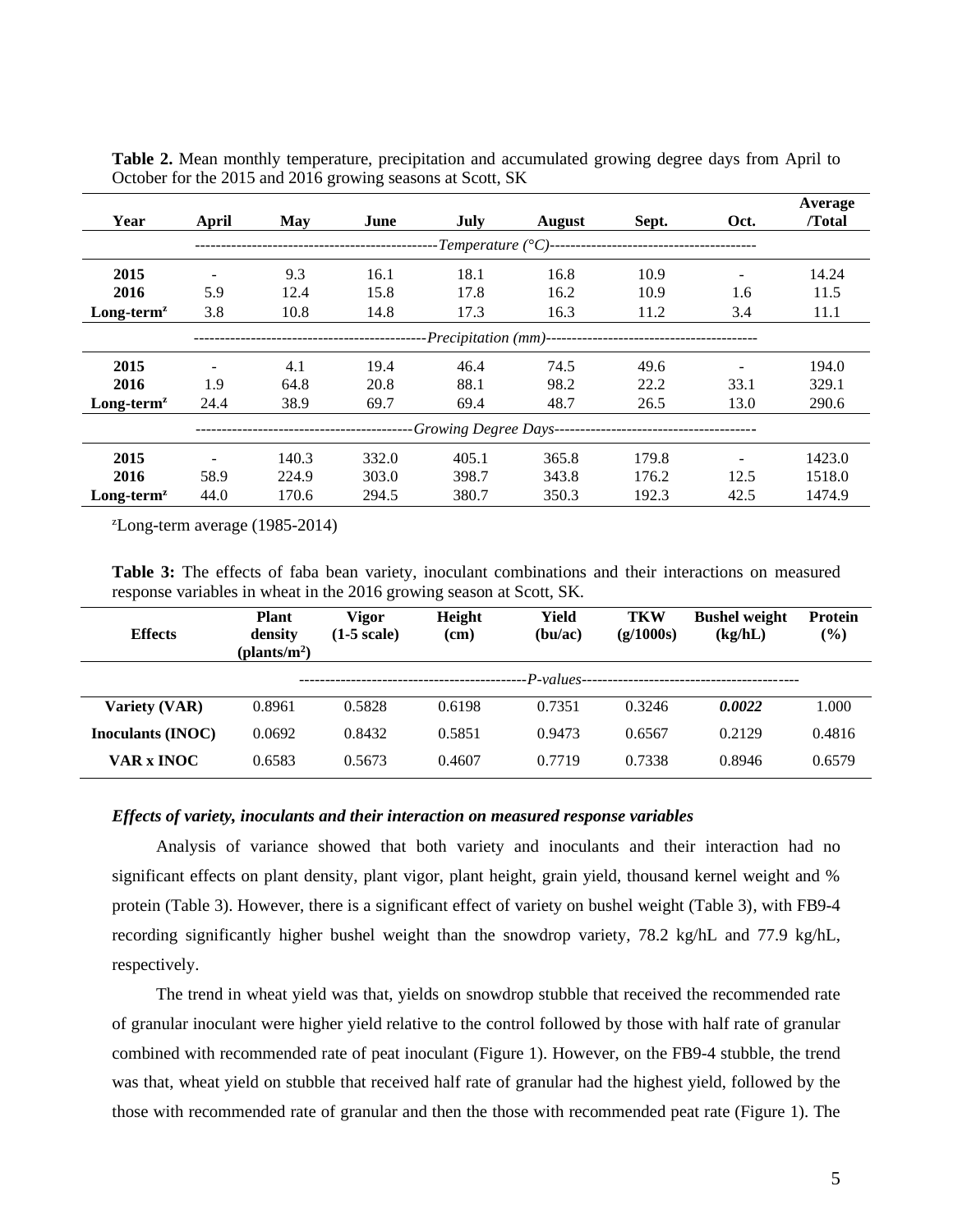**Table 2.** Mean monthly temperature, precipitation and accumulated growing degree days from April to October for the 2015 and 2016 growing seasons at Scott, SK

| Year | April | May | June | July | August | Sept. | Oct. | Average /Total |
|---|---|---|---|---|---|---|---|---|
| | *Temperature (°C)* | | | | | | | |
| **2015** | - | 9.3 | 16.1 | 18.1 | 16.8 | 10.9 | - | 14.24 |
| **2016** | 5.9 | 12.4 | 15.8 | 17.8 | 16.2 | 10.9 | 1.6 | 11.5 |
| **Long-term**[z] | 3.8 | 10.8 | 14.8 | 17.3 | 16.3 | 11.2 | 3.4 | 11.1 |
| | *Precipitation (mm)* | | | | | | | |
| **2015** | - | 4.1 | 19.4 | 46.4 | 74.5 | 49.6 | - | 194.0 |
| **2016** | 1.9 | 64.8 | 20.8 | 88.1 | 98.2 | 22.2 | 33.1 | 329.1 |
| **Long-term**[z] | 24.4 | 38.9 | 69.7 | 69.4 | 48.7 | 26.5 | 13.0 | 290.6 |
| | *Growing Degree Days* | | | | | | | |
| **2015** | - | 140.3 | 332.0 | 405.1 | 365.8 | 179.8 | - | 1423.0 |
| **2016** | 58.9 | 224.9 | 303.0 | 398.7 | 343.8 | 176.2 | 12.5 | 1518.0 |
| **Long-term**[z] | 44.0 | 170.6 | 294.5 | 380.7 | 350.3 | 192.3 | 42.5 | 1474.9 |

[z]Long-term average (1985-2014)

**Table 3:** The effects of faba bean variety, inoculant combinations and their interactions on measured response variables in wheat in the 2016 growing season at Scott, SK.

| Effects | Plant density (plants/m²) | Vigor (1-5 scale) | Height (cm) | Yield (bu/ac) | TKW (g/1000s) | Bushel weight (kg/hL) | Protein (%) |
|---|---|---|---|---|---|---|---|
| | *P-values* | | | | | | |
| **Variety (VAR)** | 0.8961 | 0.5828 | 0.6198 | 0.7351 | 0.3246 | ***0.0022*** | 1.000 |
| **Inoculants (INOC)** | 0.0692 | 0.8432 | 0.5851 | 0.9473 | 0.6567 | 0.2129 | 0.4816 |
| **VAR x INOC** | 0.6583 | 0.5673 | 0.4607 | 0.7719 | 0.7338 | 0.8946 | 0.6579 |

***Effects of variety, inoculants and their interaction on measured response variables***

Analysis of variance showed that both variety and inoculants and their interaction had no significant effects on plant density, plant vigor, plant height, grain yield, thousand kernel weight and % protein (Table 3). However, there is a significant effect of variety on bushel weight (Table 3), with FB9-4 recording significantly higher bushel weight than the snowdrop variety, 78.2 kg/hL and 77.9 kg/hL, respectively.

The trend in wheat yield was that, yields on snowdrop stubble that received the recommended rate of granular inoculant were higher yield relative to the control followed by those with half rate of granular combined with recommended rate of peat inoculant (Figure 1). However, on the FB9-4 stubble, the trend was that, wheat yield on stubble that received half rate of granular had the highest yield, followed by the those with recommended rate of granular and then the those with recommended peat rate (Figure 1). The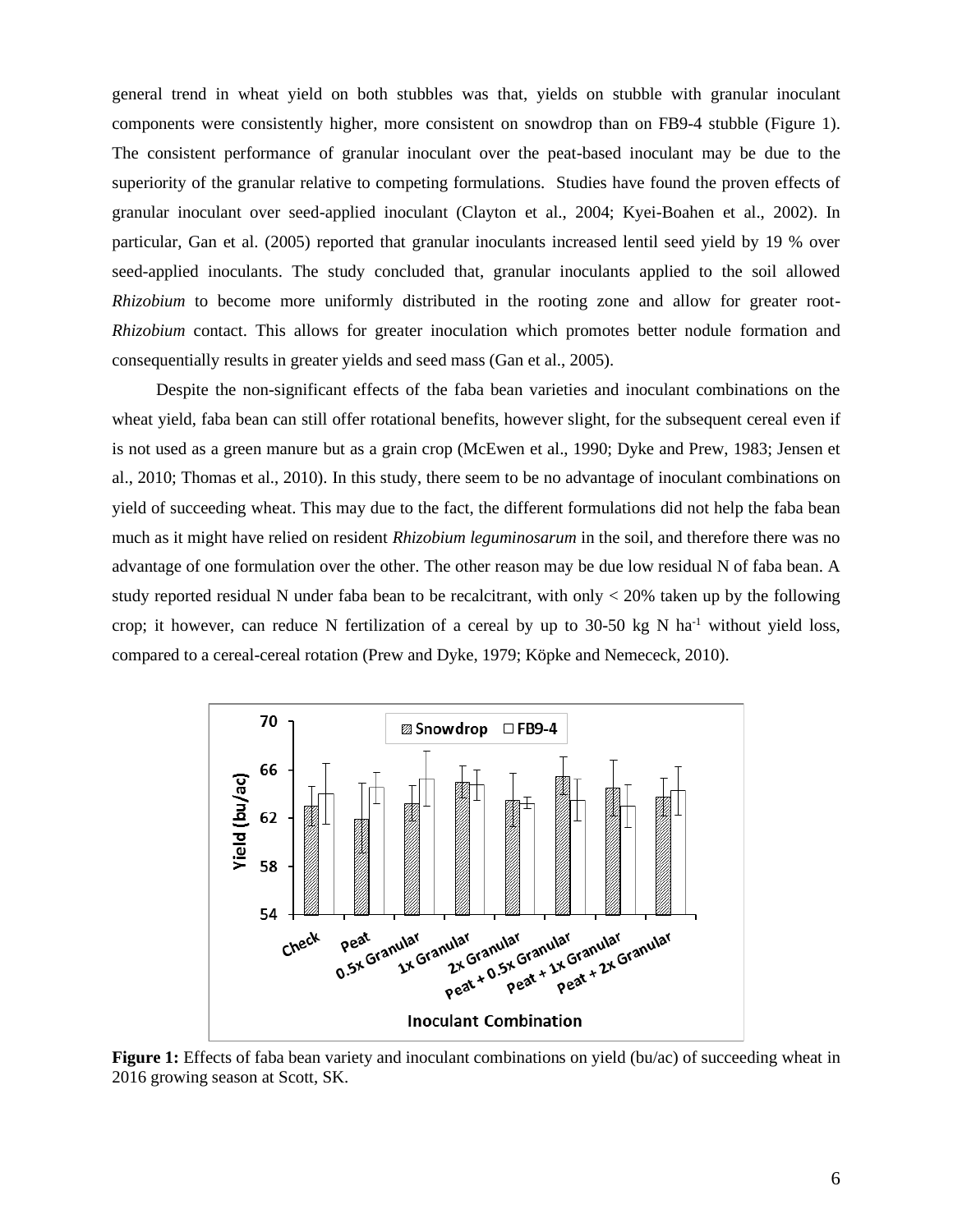general trend in wheat yield on both stubbles was that, yields on stubble with granular inoculant components were consistently higher, more consistent on snowdrop than on FB9-4 stubble (Figure 1). The consistent performance of granular inoculant over the peat-based inoculant may be due to the superiority of the granular relative to competing formulations. Studies have found the proven effects of granular inoculant over seed-applied inoculant (Clayton et al., 2004; Kyei-Boahen et al., 2002). In particular, Gan et al. (2005) reported that granular inoculants increased lentil seed yield by 19 % over seed-applied inoculants. The study concluded that, granular inoculants applied to the soil allowed *Rhizobium* to become more uniformly distributed in the rooting zone and allow for greater root-*Rhizobium* contact. This allows for greater inoculation which promotes better nodule formation and consequentially results in greater yields and seed mass (Gan et al., 2005).

Despite the non-significant effects of the faba bean varieties and inoculant combinations on the wheat yield, faba bean can still offer rotational benefits, however slight, for the subsequent cereal even if is not used as a green manure but as a grain crop (McEwen et al., 1990; Dyke and Prew, 1983; Jensen et al., 2010; Thomas et al., 2010). In this study, there seem to be no advantage of inoculant combinations on yield of succeeding wheat. This may due to the fact, the different formulations did not help the faba bean much as it might have relied on resident *Rhizobium leguminosarum* in the soil, and therefore there was no advantage of one formulation over the other. The other reason may be due low residual N of faba bean. A study reported residual N under faba bean to be recalcitrant, with only < 20% taken up by the following crop; it however, can reduce N fertilization of a cereal by up to 30-50 kg N $ha^{-1}$ without yield loss, compared to a cereal-cereal rotation (Prew and Dyke, 1979; Köpke and Nemececk, 2010).

**Figure 1:** Effects of faba bean variety and inoculant combinations on yield (bu/ac) of succeeding wheat in 2016 growing season at Scott, SK.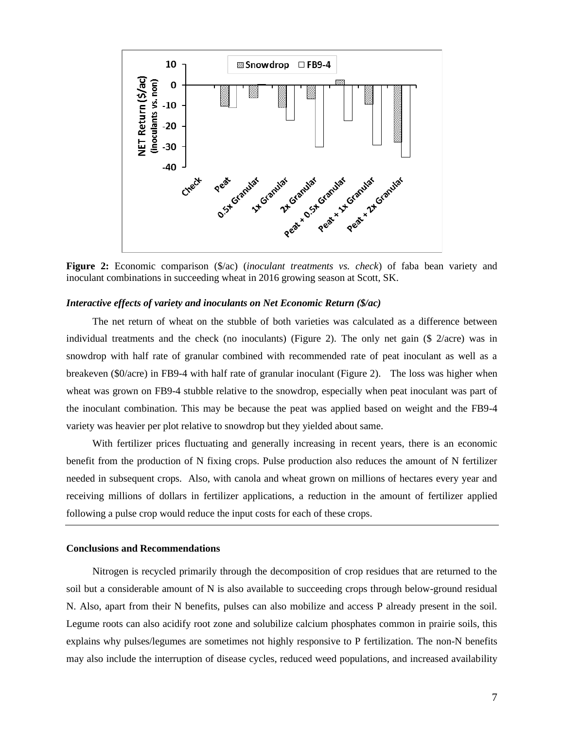**Figure 2:** Economic comparison ($/ac) (*inoculant treatments vs. check*) of faba bean variety and inoculant combinations in succeeding wheat in 2016 growing season at Scott, SK.

***Interactive effects of variety and inoculants on Net Economic Return ($/ac)***

The net return of wheat on the stubble of both varieties was calculated as a difference between individual treatments and the check (no inoculants) (Figure 2). The only net gain ($ 2/acre) was in snowdrop with half rate of granular combined with recommended rate of peat inoculant as well as a breakeven ($0/acre) in FB9-4 with half rate of granular inoculant (Figure 2). The loss was higher when wheat was grown on FB9-4 stubble relative to the snowdrop, especially when peat inoculant was part of the inoculant combination. This may be because the peat was applied based on weight and the FB9-4 variety was heavier per plot relative to snowdrop but they yielded about same.

With fertilizer prices fluctuating and generally increasing in recent years, there is an economic benefit from the production of N fixing crops. Pulse production also reduces the amount of N fertilizer needed in subsequent crops. Also, with canola and wheat grown on millions of hectares every year and receiving millions of dollars in fertilizer applications, a reduction in the amount of fertilizer applied following a pulse crop would reduce the input costs for each of these crops.

**Conclusions and Recommendations**

Nitrogen is recycled primarily through the decomposition of crop residues that are returned to the soil but a considerable amount of N is also available to succeeding crops through below-ground residual N. Also, apart from their N benefits, pulses can also mobilize and access P already present in the soil. Legume roots can also acidify root zone and solubilize calcium phosphates common in prairie soils, this explains why pulses/legumes are sometimes not highly responsive to P fertilization. The non-N benefits may also include the interruption of disease cycles, reduced weed populations, and increased availability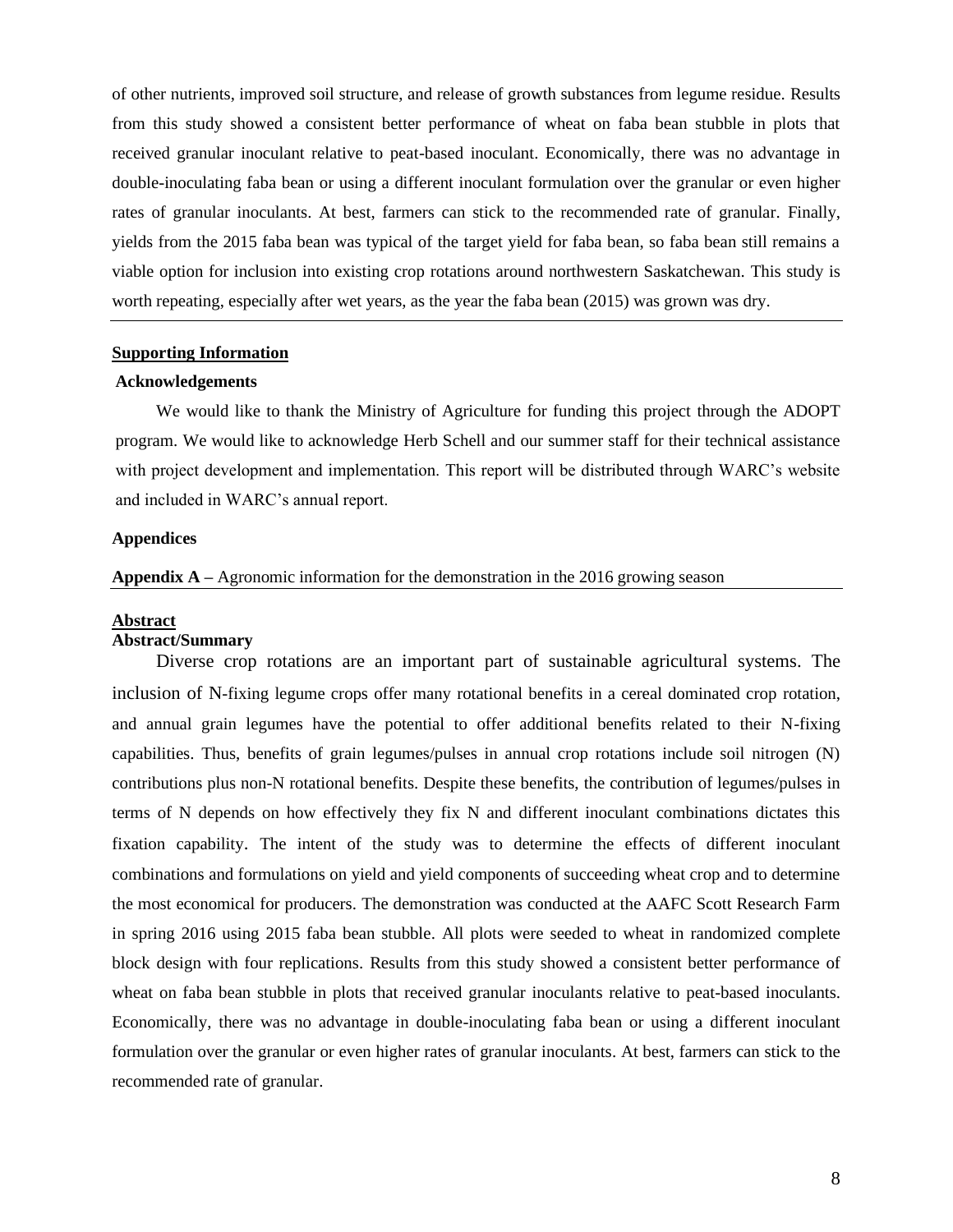of other nutrients, improved soil structure, and release of growth substances from legume residue. Results from this study showed a consistent better performance of wheat on faba bean stubble in plots that received granular inoculant relative to peat-based inoculant. Economically, there was no advantage in double-inoculating faba bean or using a different inoculant formulation over the granular or even higher rates of granular inoculants. At best, farmers can stick to the recommended rate of granular. Finally, yields from the 2015 faba bean was typical of the target yield for faba bean, so faba bean still remains a viable option for inclusion into existing crop rotations around northwestern Saskatchewan. This study is worth repeating, especially after wet years, as the year the faba bean (2015) was grown was dry.

---

## Supporting Information

### Acknowledgements

We would like to thank the Ministry of Agriculture for funding this project through the ADOPT program. We would like to acknowledge Herb Schell and our summer staff for their technical assistance with project development and implementation. This report will be distributed through WARC's website and included in WARC's annual report.

### Appendices

**Appendix A –** Agronomic information for the demonstration in the 2016 growing season

---

## Abstract

### Abstract/Summary

Diverse crop rotations are an important part of sustainable agricultural systems. The inclusion of N-fixing legume crops offer many rotational benefits in a cereal dominated crop rotation, and annual grain legumes have the potential to offer additional benefits related to their N-fixing capabilities. Thus, benefits of grain legumes/pulses in annual crop rotations include soil nitrogen (N) contributions plus non-N rotational benefits. Despite these benefits, the contribution of legumes/pulses in terms of N depends on how effectively they fix N and different inoculant combinations dictates this fixation capability. The intent of the study was to determine the effects of different inoculant combinations and formulations on yield and yield components of succeeding wheat crop and to determine the most economical for producers. The demonstration was conducted at the AAFC Scott Research Farm in spring 2016 using 2015 faba bean stubble. All plots were seeded to wheat in randomized complete block design with four replications. Results from this study showed a consistent better performance of wheat on faba bean stubble in plots that received granular inoculants relative to peat-based inoculants. Economically, there was no advantage in double-inoculating faba bean or using a different inoculant formulation over the granular or even higher rates of granular inoculants. At best, farmers can stick to the recommended rate of granular.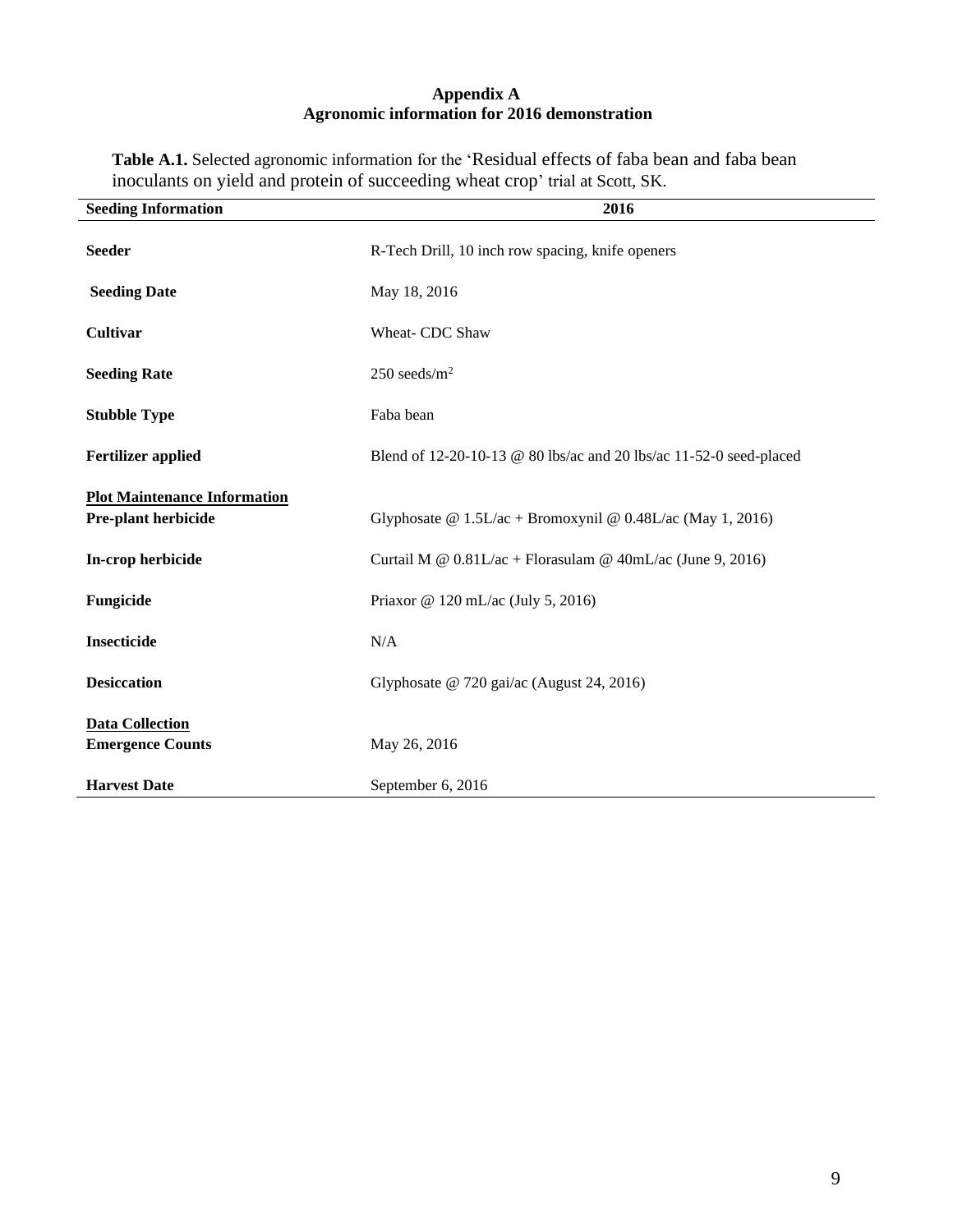# Appendix A
## Agronomic information for 2016 demonstration

**Table A.1.** Selected agronomic information for the 'Residual effects of faba bean and faba bean inoculants on yield and protein of succeeding wheat crop' trial at Scott, SK.

| **Seeding Information** | **2016** |
|---|---|
| **Seeder** | R-Tech Drill, 10 inch row spacing, knife openers |
| **Seeding Date** | May 18, 2016 |
| **Cultivar** | Wheat- CDC Shaw |
| **Seeding Rate** | 250 seeds/$m^2$ |
| **Stubble Type** | Faba bean |
| **Fertilizer applied** | Blend of 12-20-10-13 @ 80 lbs/ac and 20 lbs/ac 11-52-0 seed-placed |
| **Plot Maintenance Information** | |
| **Pre-plant herbicide** | Glyphosate @ 1.5L/ac + Bromoxynil @ 0.48L/ac (May 1, 2016) |
| **In-crop herbicide** | Curtail M @ 0.81L/ac + Florasulam @ 40mL/ac (June 9, 2016) |
| **Fungicide** | Priaxor @ 120 mL/ac (July 5, 2016) |
| **Insecticide** | N/A |
| **Desiccation** | Glyphosate @ 720 gai/ac (August 24, 2016) |
| **Data Collection** | |
| **Emergence Counts** | May 26, 2016 |
| **Harvest Date** | September 6, 2016 |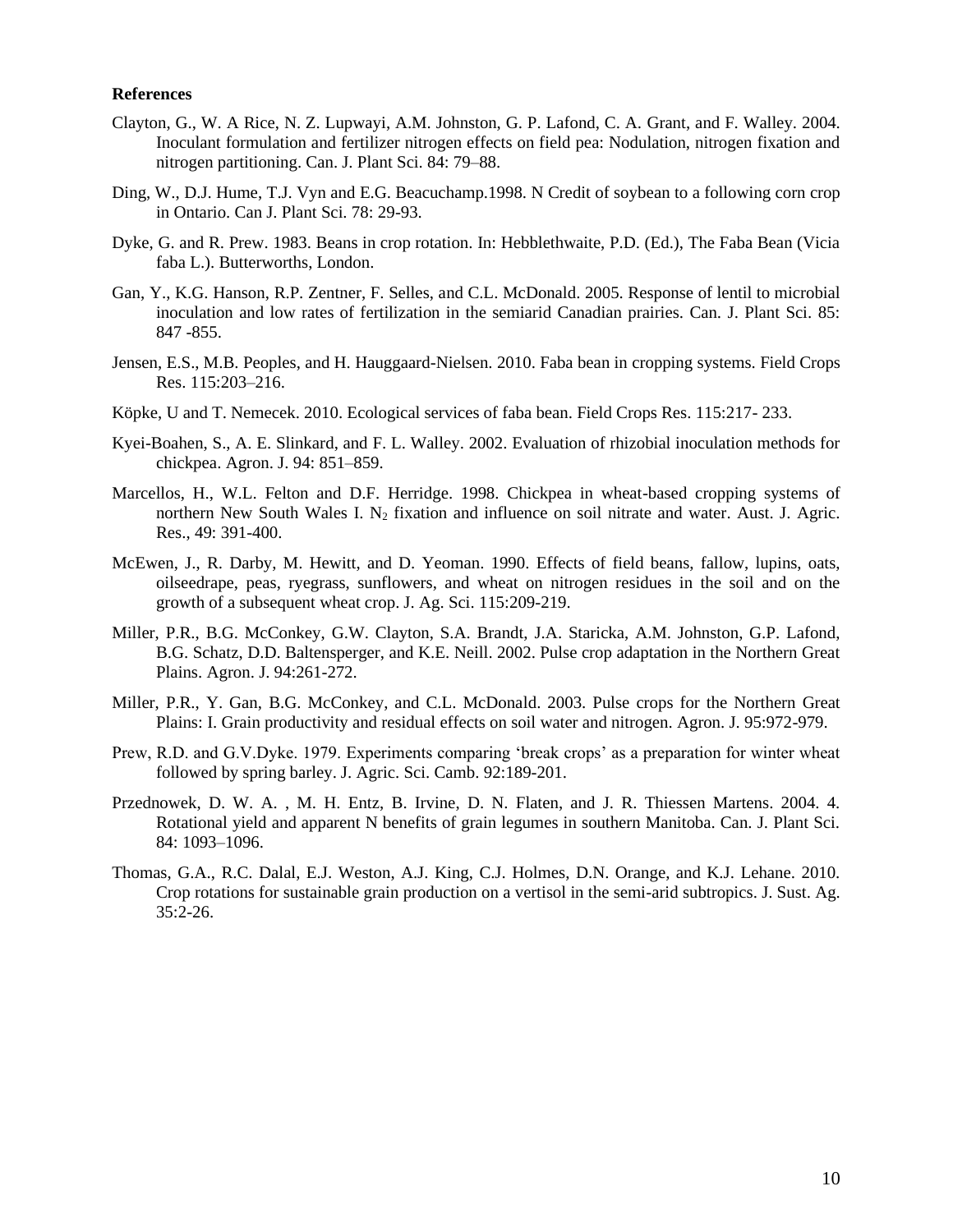**References**

Clayton, G., W. A Rice, N. Z. Lupwayi, A.M. Johnston, G. P. Lafond, C. A. Grant, and F. Walley. 2004. Inoculant formulation and fertilizer nitrogen effects on field pea: Nodulation, nitrogen fixation and nitrogen partitioning. Can. J. Plant Sci. 84: 79–88.

Ding, W., D.J. Hume, T.J. Vyn and E.G. Beacuchamp.1998. N Credit of soybean to a following corn crop in Ontario. Can J. Plant Sci. 78: 29-93.

Dyke, G. and R. Prew. 1983. Beans in crop rotation. In: Hebblethwaite, P.D. (Ed.), The Faba Bean (Vicia faba L.). Butterworths, London.

Gan, Y., K.G. Hanson, R.P. Zentner, F. Selles, and C.L. McDonald. 2005. Response of lentil to microbial inoculation and low rates of fertilization in the semiarid Canadian prairies. Can. J. Plant Sci. 85: 847 -855.

Jensen, E.S., M.B. Peoples, and H. Hauggaard-Nielsen. 2010. Faba bean in cropping systems. Field Crops Res. 115:203–216.

Köpke, U and T. Nemecek. 2010. Ecological services of faba bean. Field Crops Res. 115:217- 233.

Kyei-Boahen, S., A. E. Slinkard, and F. L. Walley. 2002. Evaluation of rhizobial inoculation methods for chickpea. Agron. J. 94: 851–859.

Marcellos, H., W.L. Felton and D.F. Herridge. 1998. Chickpea in wheat-based cropping systems of northern New South Wales I. $N_2$ fixation and influence on soil nitrate and water. Aust. J. Agric. Res., 49: 391-400.

McEwen, J., R. Darby, M. Hewitt, and D. Yeoman. 1990. Effects of field beans, fallow, lupins, oats, oilseedrape, peas, ryegrass, sunflowers, and wheat on nitrogen residues in the soil and on the growth of a subsequent wheat crop. J. Ag. Sci. 115:209-219.

Miller, P.R., B.G. McConkey, G.W. Clayton, S.A. Brandt, J.A. Staricka, A.M. Johnston, G.P. Lafond, B.G. Schatz, D.D. Baltensperger, and K.E. Neill. 2002. Pulse crop adaptation in the Northern Great Plains. Agron. J. 94:261-272.

Miller, P.R., Y. Gan, B.G. McConkey, and C.L. McDonald. 2003. Pulse crops for the Northern Great Plains: I. Grain productivity and residual effects on soil water and nitrogen. Agron. J. 95:972-979.

Prew, R.D. and G.V.Dyke. 1979. Experiments comparing 'break crops' as a preparation for winter wheat followed by spring barley. J. Agric. Sci. Camb. 92:189-201.

Przednowek, D. W. A. , M. H. Entz, B. Irvine, D. N. Flaten, and J. R. Thiessen Martens. 2004. 4. Rotational yield and apparent N benefits of grain legumes in southern Manitoba. Can. J. Plant Sci. 84: 1093–1096.

Thomas, G.A., R.C. Dalal, E.J. Weston, A.J. King, C.J. Holmes, D.N. Orange, and K.J. Lehane. 2010. Crop rotations for sustainable grain production on a vertisol in the semi-arid subtropics. J. Sust. Ag. 35:2-26.